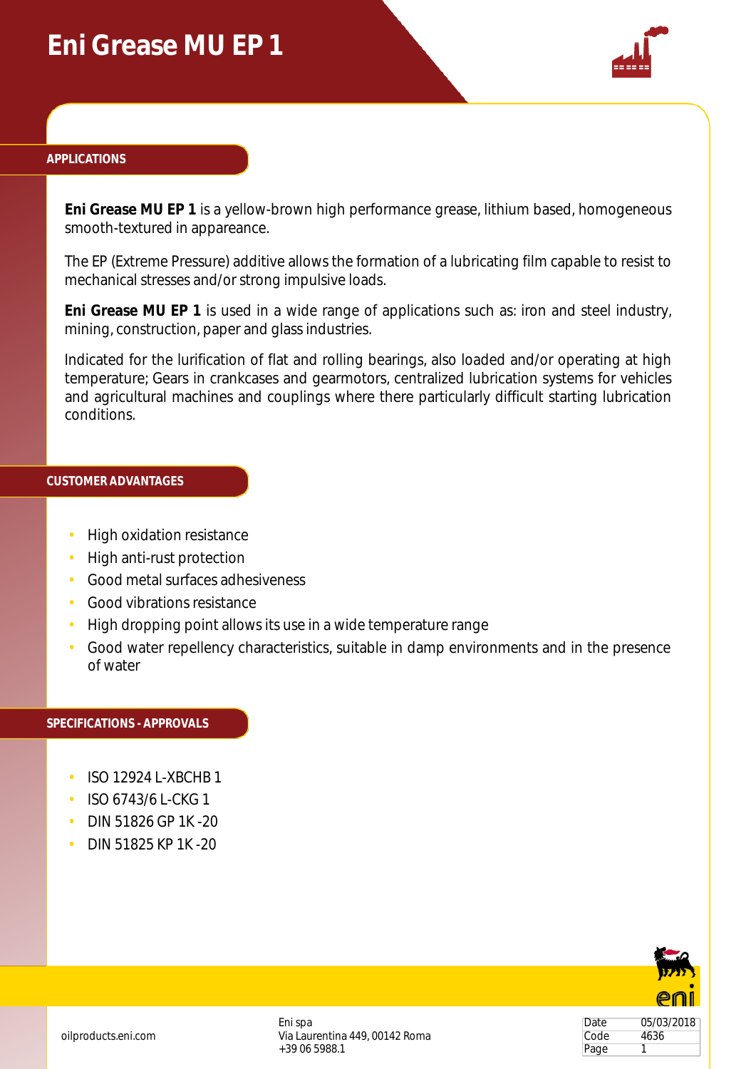# Eni Grease MU EP 1

## APPLICATIONS

**Eni Grease MU EP 1** is a yellow-brown high performance grease, lithium based, homogeneous smooth-textured in appareance.

The EP (Extreme Pressure) additive allows the formation of a lubricating film capable to resist to mechanical stresses and/or strong impulsive loads.

**Eni Grease MU EP 1** is used in a wide range of applications such as: iron and steel industry, mining, construction, paper and glass industries.

Indicated for the lurification of flat and rolling bearings, also loaded and/or operating at high temperature; Gears in crankcases and gearmotors, centralized lubrication systems for vehicles and agricultural machines and couplings where there particularly difficult starting lubrication conditions.

## CUSTOMER ADVANTAGES

- High oxidation resistance
- High anti-rust protection
- Good metal surfaces adhesiveness
- Good vibrations resistance
- High dropping point allows its use in a wide temperature range
- Good water repellency characteristics, suitable in damp environments and in the presence of water

## SPECIFICATIONS - APPROVALS

- ISO 12924 L-XBCHB 1
- ISO 6743/6 L-CKG 1
- DIN 51826 GP 1K -20
- DIN 51825 KP 1K -20

oilproducts.eni.com

Eni spa
Via Laurentina 449, 00142 Roma
+39 06 5988.1

| Date | 05/03/2018 |
| --- | --- |
| Code | 4636 |
| Page | 1 |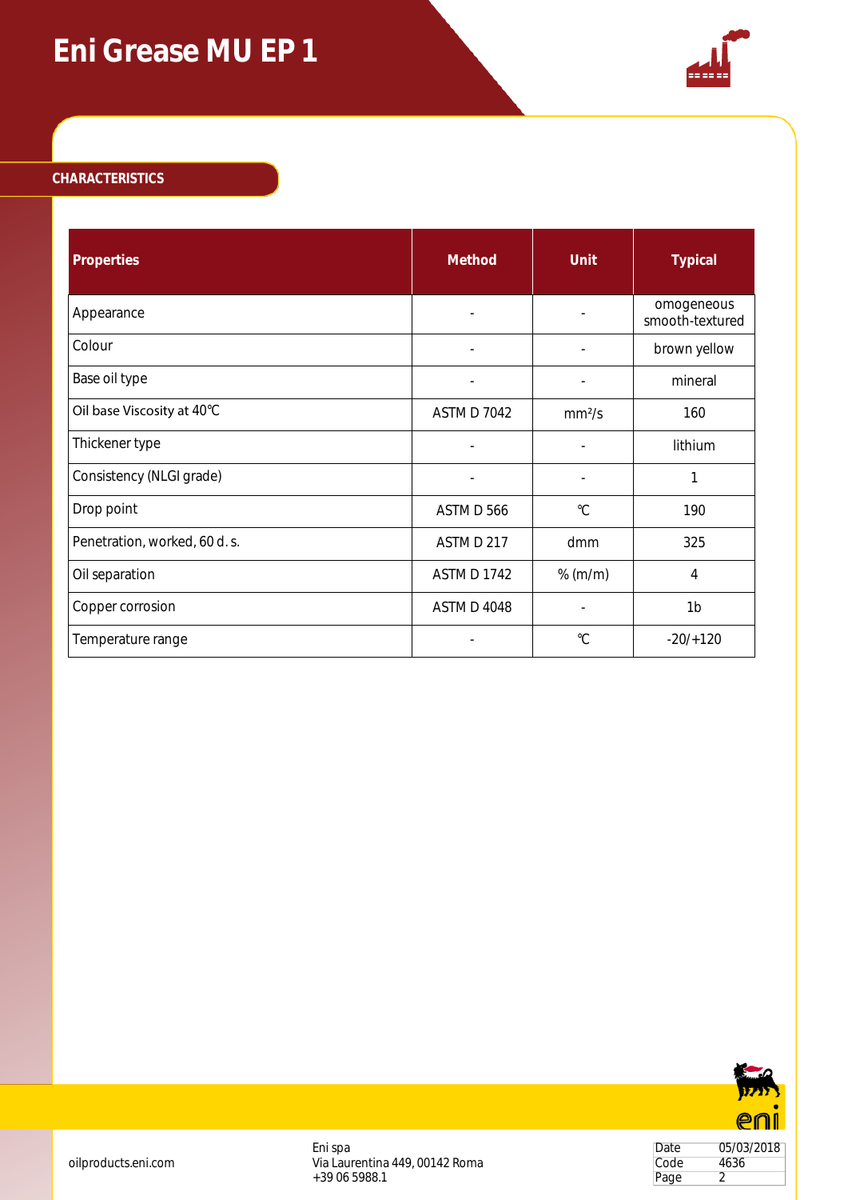# Eni Grease MU EP 1

## CHARACTERISTICS

| Properties | Method | Unit | Typical |
|---|---|---|---|
| Appearance | - | - | omogeneous smooth-textured |
| Colour | - | - | brown yellow |
| Base oil type | - | - | mineral |
| Oil base Viscosity at 40°C | ASTM D 7042 | mm²/s | 160 |
| Thickener type | - | - | lithium |
| Consistency (NLGI grade) | - | - | 1 |
| Drop point | ASTM D 566 | °C | 190 |
| Penetration, worked, 60 d. s. | ASTM D 217 | dmm | 325 |
| Oil separation | ASTM D 1742 | % (m/m) | 4 |
| Copper corrosion | ASTM D 4048 | - | 1b |
| Temperature range | - | °C | -20/+120 |

oilproducts.eni.com

Eni spa
Via Laurentina 449, 00142 Roma
+39 06 5988.1

| | |
|---|---|
| Date | 05/03/2018 |
| Code | 4636 |